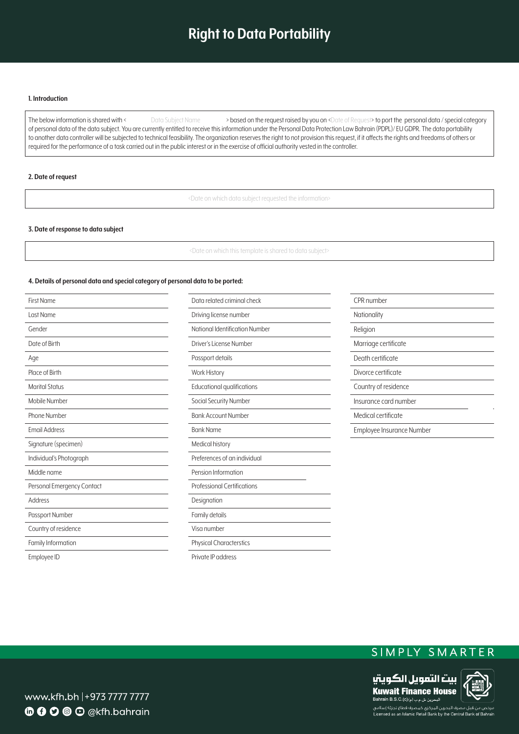# Right to Data Portability

#### 1. Introduction

The below information is shared with < Data Subject Name > based on the request raised by you on <Date of Request> to port the personal data / special category of personal data of the data subject. You are currently entitled to receive this information under the Personal Data Protection Law Bahrain (PDPL)/ EU GDPR. The data portability to another data controller will be subjected to technical feasibility. The organization reserves the right to not provision this request, if it affects the rights and freedoms of others or required for the performance of a task carried out in the public interest or in the exercise of official authority vested in the controller.

#### 2. Date of request

<Date on which data subject requested the information>

#### 3. Date of response to data subject

<Date on which this template is shared to data subject>

#### 4. Details of personal data and special category of personal data to be ported:

| | | |
|---|---|---|
| First Name | Data related criminal check | CPR number |
| Last Name | Driving license number | Nationality |
| Gender | National Identification Number | Religion |
| Date of Birth | Driver's License Number | Marriage certificate |
| Age | Passport details | Death certificate |
| Place of Birth | Work History | Divorce certificate |
| Marital Status | Educational qualifications | Country of residence |
| Mobile Number | Social Security Number | Insurance card number |
| Phone Number | Bank Account Number | Medical certificate |
| Email Address | Bank Name | Employee Insurance Number |
| Signature (specimen) | Medical history | |
| Individual's Photograph | Preferences of an individual | |
| Middle name | Pension Information | |
| Personal Emergency Contact | Professional Certifications | |
| Address | Designation | |
| Passport Number | Family details | |
| Country of residence | Visa number | |
| Family Information | Physical Characterstics | |
| Employee ID | Private IP address | |

SIMPLY SMARTER

www.kfh.bh |+973 7777 7777
@kfh.bahrain

بيت التمويل الكويتي
Kuwait Finance House
Bahrain B.S.C.(c) البحرين ش.م.ب (م)
مرخص من قبل مصرف البحرين المركزي كمصرف قطاع تجزئة إسلامي
Licensed as an Islamic Retail Bank by the Central Bank of Bahrain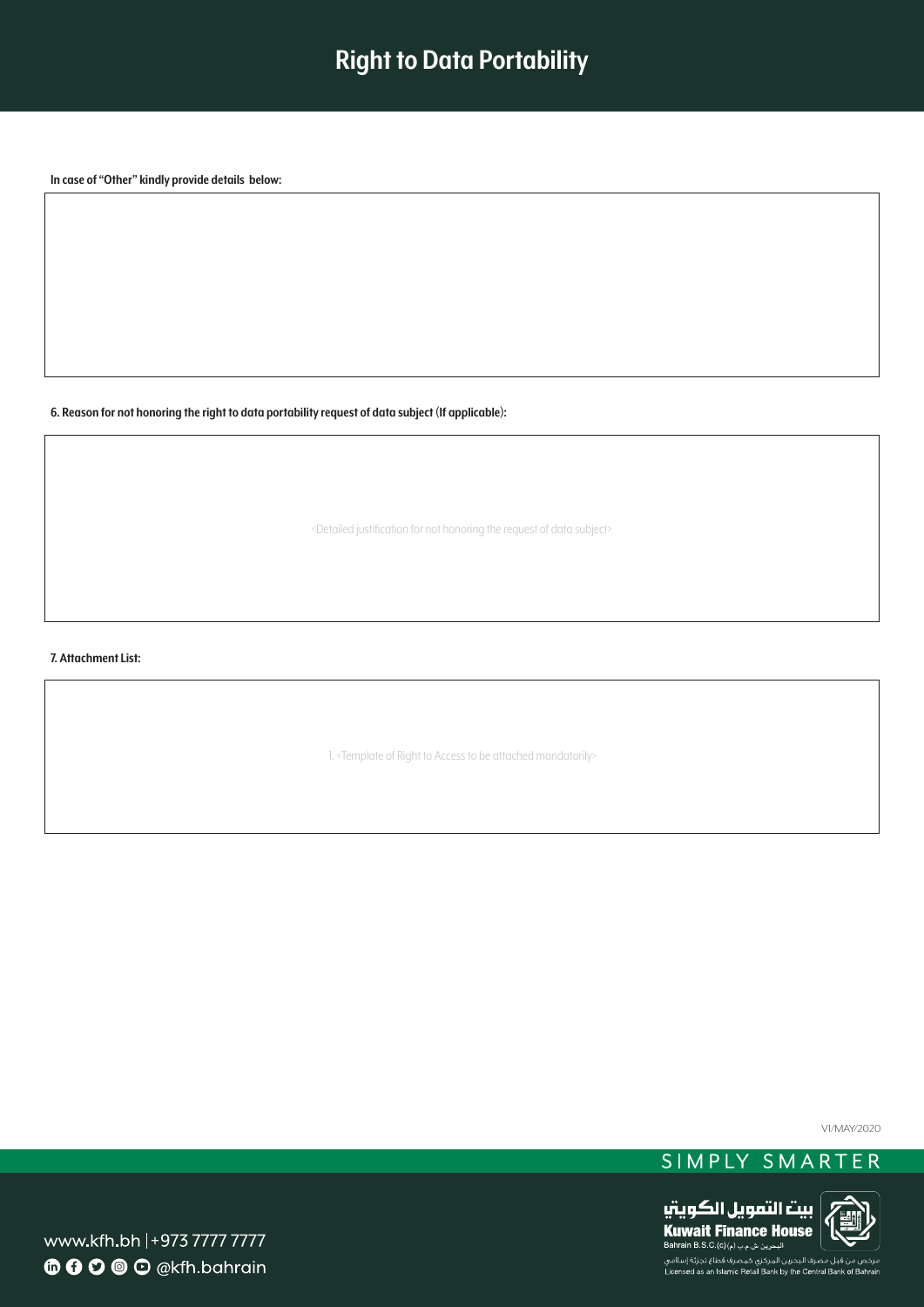# Right to Data Portability

**In case of "Other" kindly provide details below:**

**6. Reason for not honoring the right to data portability request of data subject (If applicable):**

<Detailed justification for not honoring the request of data subject>

**7. Attachment List:**

1. <Template of Right to Access to be attached mandatorily>

V1/MAY/2020

SIMPLY SMARTER

www.kfh.bh | +973 7777 7777

@kfh.bahrain

بيت التمويل الكويتي
Kuwait Finance House
Bahrain B.S.C.(c) البحرين ش.م.ب (م)

مرخص من قبل مصرف البحرين المركزي كمصرف قطاع تجزئة إسلامي
Licensed as an Islamic Retail Bank by the Central Bank of Bahrain